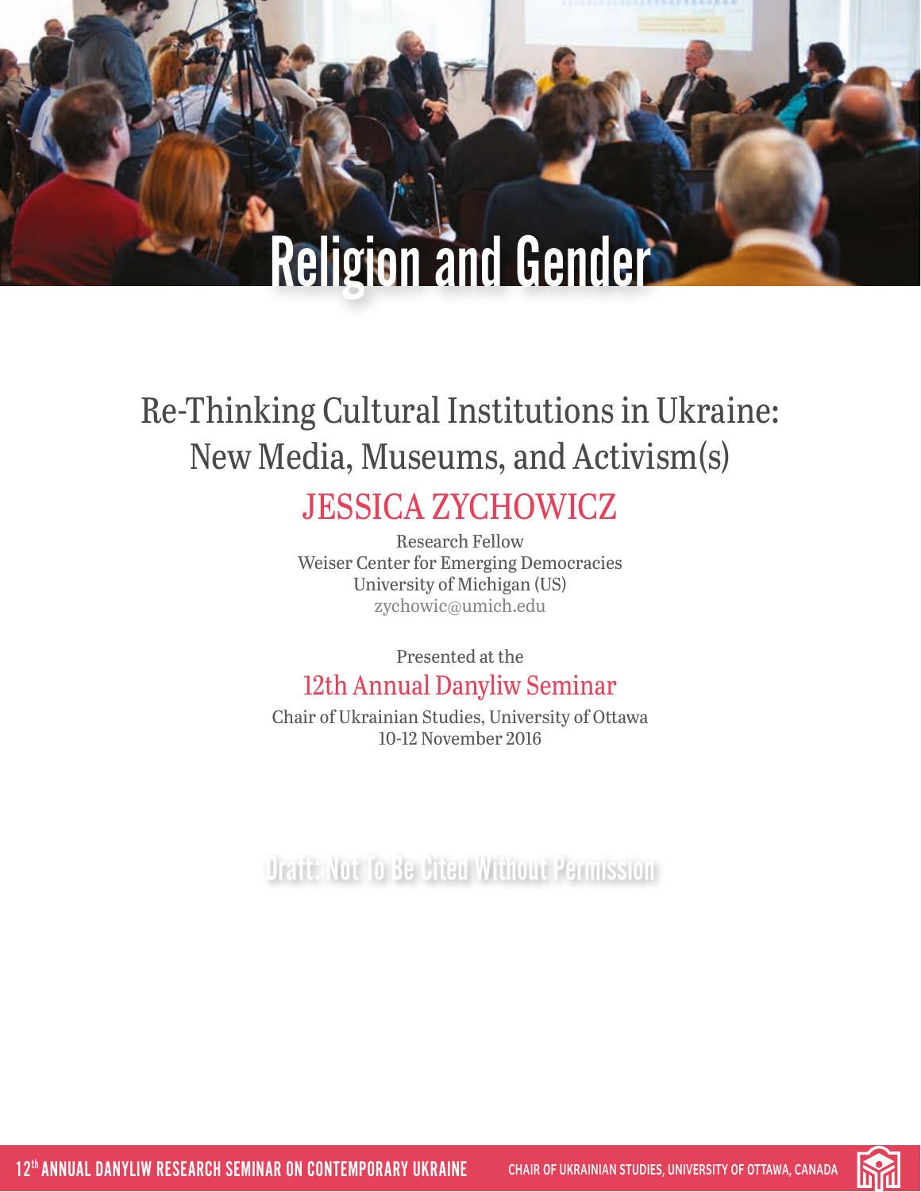# Religion and Gender

## Re-Thinking Cultural Institutions in Ukraine: New Media, Museums, and Activism(s)

### JESSICA ZYCHOWICZ

Research Fellow
Weiser Center for Emerging Democracies
University of Michigan (US)
zychowic@umich.edu

Presented at the

12th Annual Danyliw Seminar

Chair of Ukrainian Studies, University of Ottawa
10-12 November 2016

Draft: Not To Be Cited Without Permission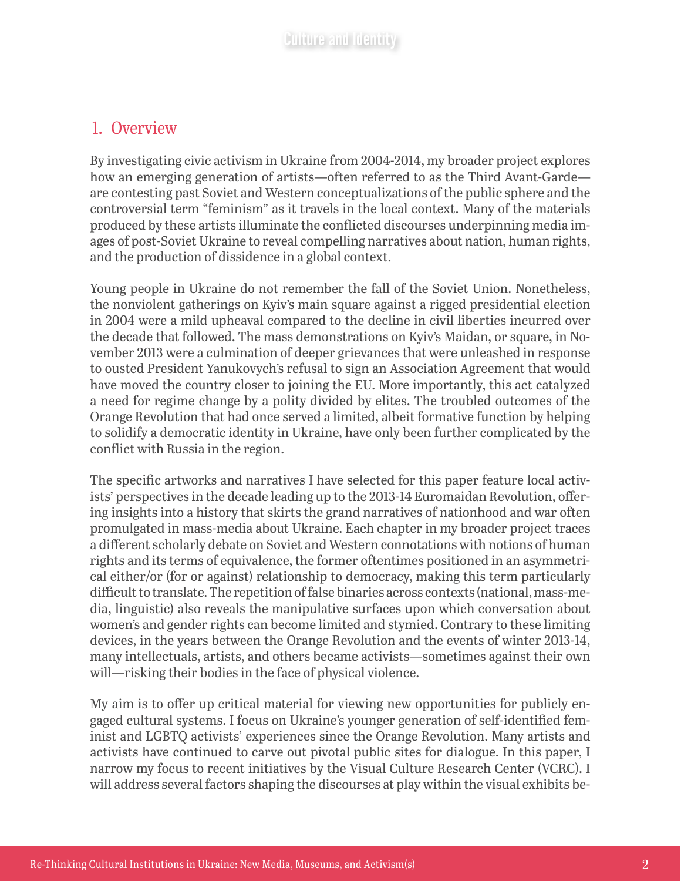## 1. Overview

By investigating civic activism in Ukraine from 2004-2014, my broader project explores how an emerging generation of artists—often referred to as the Third Avant-Garde—are contesting past Soviet and Western conceptualizations of the public sphere and the controversial term "feminism" as it travels in the local context. Many of the materials produced by these artists illuminate the conflicted discourses underpinning media images of post-Soviet Ukraine to reveal compelling narratives about nation, human rights, and the production of dissidence in a global context.

Young people in Ukraine do not remember the fall of the Soviet Union. Nonetheless, the nonviolent gatherings on Kyiv's main square against a rigged presidential election in 2004 were a mild upheaval compared to the decline in civil liberties incurred over the decade that followed. The mass demonstrations on Kyiv's Maidan, or square, in November 2013 were a culmination of deeper grievances that were unleashed in response to ousted President Yanukovych's refusal to sign an Association Agreement that would have moved the country closer to joining the EU. More importantly, this act catalyzed a need for regime change by a polity divided by elites. The troubled outcomes of the Orange Revolution that had once served a limited, albeit formative function by helping to solidify a democratic identity in Ukraine, have only been further complicated by the conflict with Russia in the region.

The specific artworks and narratives I have selected for this paper feature local activists' perspectives in the decade leading up to the 2013-14 Euromaidan Revolution, offering insights into a history that skirts the grand narratives of nationhood and war often promulgated in mass-media about Ukraine. Each chapter in my broader project traces a different scholarly debate on Soviet and Western connotations with notions of human rights and its terms of equivalence, the former oftentimes positioned in an asymmetrical either/or (for or against) relationship to democracy, making this term particularly difficult to translate. The repetition of false binaries across contexts (national, mass-media, linguistic) also reveals the manipulative surfaces upon which conversation about women's and gender rights can become limited and stymied. Contrary to these limiting devices, in the years between the Orange Revolution and the events of winter 2013-14, many intellectuals, artists, and others became activists—sometimes against their own will—risking their bodies in the face of physical violence.

My aim is to offer up critical material for viewing new opportunities for publicly engaged cultural systems. I focus on Ukraine's younger generation of self-identified feminist and LGBTQ activists' experiences since the Orange Revolution. Many artists and activists have continued to carve out pivotal public sites for dialogue. In this paper, I narrow my focus to recent initiatives by the Visual Culture Research Center (VCRC). I will address several factors shaping the discourses at play within the visual exhibits be-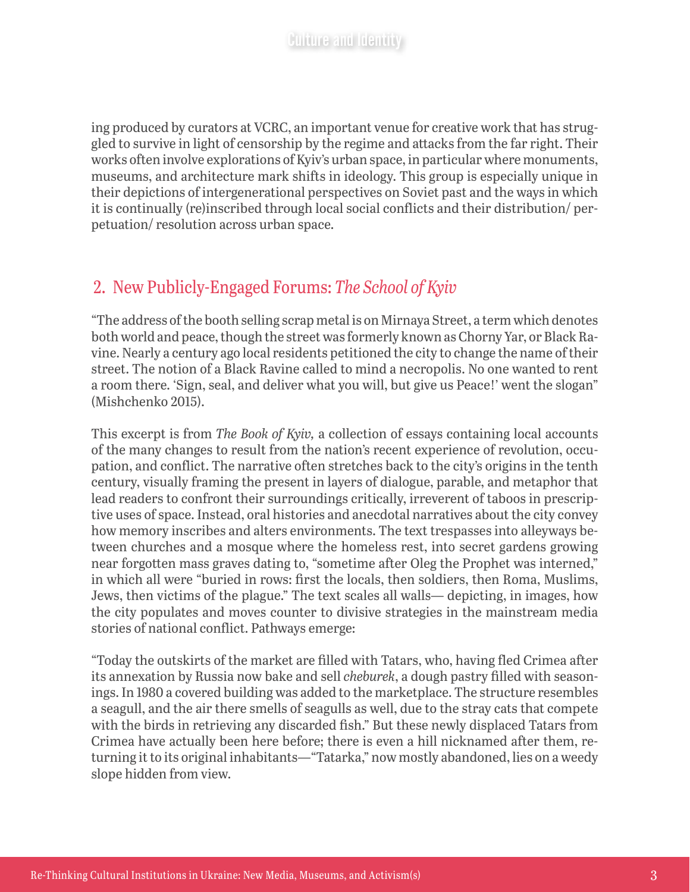ing produced by curators at VCRC, an important venue for creative work that has struggled to survive in light of censorship by the regime and attacks from the far right. Their works often involve explorations of Kyiv's urban space, in particular where monuments, museums, and architecture mark shifts in ideology. This group is especially unique in their depictions of intergenerational perspectives on Soviet past and the ways in which it is continually (re)inscribed through local social conflicts and their distribution/ perpetuation/ resolution across urban space.

## 2. New Publicly-Engaged Forums: *The School of Kyiv*

"The address of the booth selling scrap metal is on Mirnaya Street, a term which denotes both world and peace, though the street was formerly known as Chorny Yar, or Black Ravine. Nearly a century ago local residents petitioned the city to change the name of their street. The notion of a Black Ravine called to mind a necropolis. No one wanted to rent a room there. 'Sign, seal, and deliver what you will, but give us Peace!' went the slogan" (Mishchenko 2015).

This excerpt is from *The Book of Kyiv,* a collection of essays containing local accounts of the many changes to result from the nation's recent experience of revolution, occupation, and conflict. The narrative often stretches back to the city's origins in the tenth century, visually framing the present in layers of dialogue, parable, and metaphor that lead readers to confront their surroundings critically, irreverent of taboos in prescriptive uses of space. Instead, oral histories and anecdotal narratives about the city convey how memory inscribes and alters environments. The text trespasses into alleyways between churches and a mosque where the homeless rest, into secret gardens growing near forgotten mass graves dating to, "sometime after Oleg the Prophet was interned," in which all were "buried in rows: first the locals, then soldiers, then Roma, Muslims, Jews, then victims of the plague." The text scales all walls— depicting, in images, how the city populates and moves counter to divisive strategies in the mainstream media stories of national conflict. Pathways emerge:

"Today the outskirts of the market are filled with Tatars, who, having fled Crimea after its annexation by Russia now bake and sell *cheburek*, a dough pastry filled with seasonings. In 1980 a covered building was added to the marketplace. The structure resembles a seagull, and the air there smells of seagulls as well, due to the stray cats that compete with the birds in retrieving any discarded fish." But these newly displaced Tatars from Crimea have actually been here before; there is even a hill nicknamed after them, returning it to its original inhabitants—"Tatarka," now mostly abandoned, lies on a weedy slope hidden from view.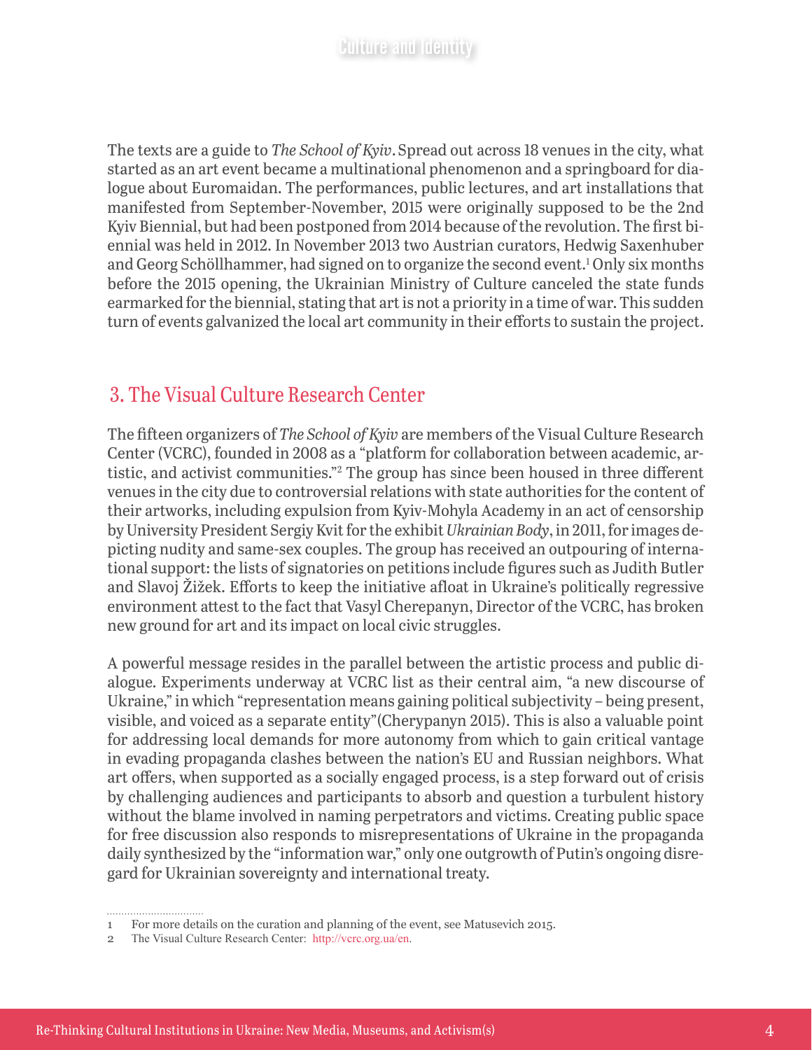The texts are a guide to *The School of Kyiv*. Spread out across 18 venues in the city, what started as an art event became a multinational phenomenon and a springboard for dialogue about Euromaidan. The performances, public lectures, and art installations that manifested from September-November, 2015 were originally supposed to be the 2nd Kyiv Biennial, but had been postponed from 2014 because of the revolution. The first biennial was held in 2012. In November 2013 two Austrian curators, Hedwig Saxenhuber and Georg Schöllhammer, had signed on to organize the second event.[1] Only six months before the 2015 opening, the Ukrainian Ministry of Culture canceled the state funds earmarked for the biennial, stating that art is not a priority in a time of war. This sudden turn of events galvanized the local art community in their efforts to sustain the project.

## 3. The Visual Culture Research Center

The fifteen organizers of *The School of Kyiv* are members of the Visual Culture Research Center (VCRC), founded in 2008 as a "platform for collaboration between academic, artistic, and activist communities."[2] The group has since been housed in three different venues in the city due to controversial relations with state authorities for the content of their artworks, including expulsion from Kyiv-Mohyla Academy in an act of censorship by University President Sergiy Kvit for the exhibit *Ukrainian Body*, in 2011, for images depicting nudity and same-sex couples. The group has received an outpouring of international support: the lists of signatories on petitions include figures such as Judith Butler and Slavoj Žižek. Efforts to keep the initiative afloat in Ukraine's politically regressive environment attest to the fact that Vasyl Cherepanyn, Director of the VCRC, has broken new ground for art and its impact on local civic struggles.

A powerful message resides in the parallel between the artistic process and public dialogue. Experiments underway at VCRC list as their central aim, "a new discourse of Ukraine," in which "representation means gaining political subjectivity – being present, visible, and voiced as a separate entity"(Cherypanyn 2015). This is also a valuable point for addressing local demands for more autonomy from which to gain critical vantage in evading propaganda clashes between the nation's EU and Russian neighbors. What art offers, when supported as a socially engaged process, is a step forward out of crisis by challenging audiences and participants to absorb and question a turbulent history without the blame involved in naming perpetrators and victims. Creating public space for free discussion also responds to misrepresentations of Ukraine in the propaganda daily synthesized by the "information war," only one outgrowth of Putin's ongoing disregard for Ukrainian sovereignty and international treaty.

---

1 For more details on the curation and planning of the event, see Matusevich 2015.

2 The Visual Culture Research Center: http://vcrc.org.ua/en.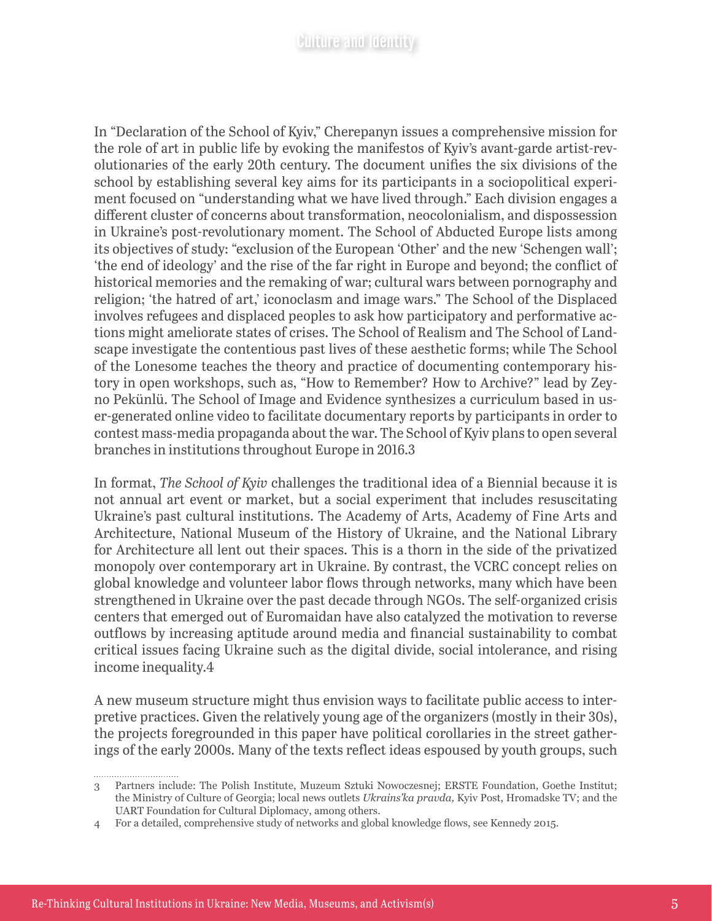In "Declaration of the School of Kyiv," Cherepanyn issues a comprehensive mission for the role of art in public life by evoking the manifestos of Kyiv's avant-garde artist-revolutionaries of the early 20th century. The document unifies the six divisions of the school by establishing several key aims for its participants in a sociopolitical experiment focused on "understanding what we have lived through." Each division engages a different cluster of concerns about transformation, neocolonialism, and dispossession in Ukraine's post-revolutionary moment. The School of Abducted Europe lists among its objectives of study: "exclusion of the European 'Other' and the new 'Schengen wall'; 'the end of ideology' and the rise of the far right in Europe and beyond; the conflict of historical memories and the remaking of war; cultural wars between pornography and religion; 'the hatred of art,' iconoclasm and image wars." The School of the Displaced involves refugees and displaced peoples to ask how participatory and performative actions might ameliorate states of crises. The School of Realism and The School of Landscape investigate the contentious past lives of these aesthetic forms; while The School of the Lonesome teaches the theory and practice of documenting contemporary history in open workshops, such as, "How to Remember? How to Archive?" lead by Zeyno Pekünlü. The School of Image and Evidence synthesizes a curriculum based in user-generated online video to facilitate documentary reports by participants in order to contest mass-media propaganda about the war. The School of Kyiv plans to open several branches in institutions throughout Europe in 2016.[3]

In format, *The School of Kyiv* challenges the traditional idea of a Biennial because it is not annual art event or market, but a social experiment that includes resuscitating Ukraine's past cultural institutions. The Academy of Arts, Academy of Fine Arts and Architecture, National Museum of the History of Ukraine, and the National Library for Architecture all lent out their spaces. This is a thorn in the side of the privatized monopoly over contemporary art in Ukraine. By contrast, the VCRC concept relies on global knowledge and volunteer labor flows through networks, many which have been strengthened in Ukraine over the past decade through NGOs. The self-organized crisis centers that emerged out of Euromaidan have also catalyzed the motivation to reverse outflows by increasing aptitude around media and financial sustainability to combat critical issues facing Ukraine such as the digital divide, social intolerance, and rising income inequality.[4]

A new museum structure might thus envision ways to facilitate public access to interpretive practices. Given the relatively young age of the organizers (mostly in their 30s), the projects foregrounded in this paper have political corollaries in the street gatherings of the early 2000s. Many of the texts reflect ideas espoused by youth groups, such

---

3 Partners include: The Polish Institute, Muzeum Sztuki Nowoczesnej; ERSTE Foundation, Goethe Institut; the Ministry of Culture of Georgia; local news outlets *Ukrains'ka pravda,* Kyiv Post, Hromadske TV; and the UART Foundation for Cultural Diplomacy, among others.

4 For a detailed, comprehensive study of networks and global knowledge flows, see Kennedy 2015.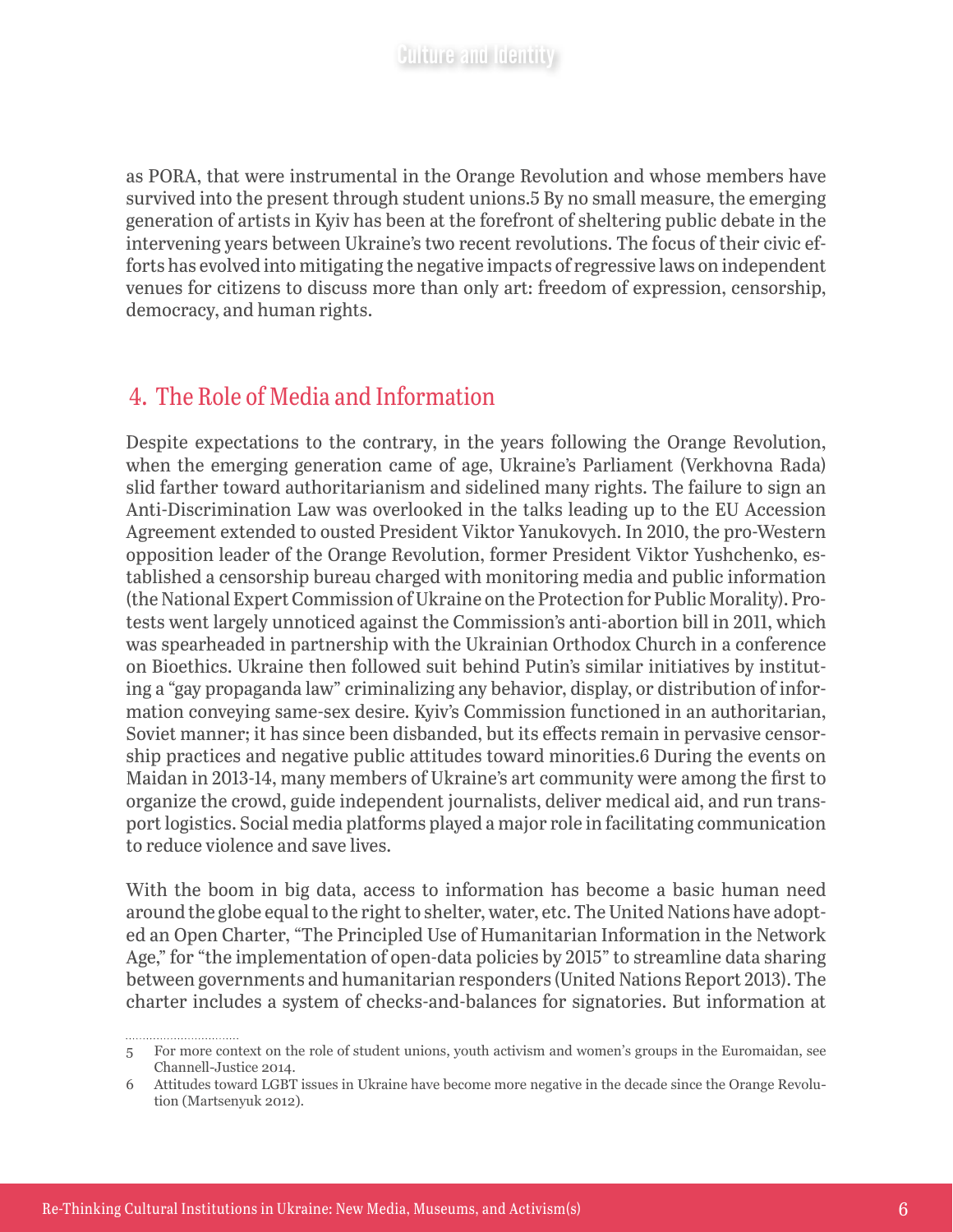as PORA, that were instrumental in the Orange Revolution and whose members have survived into the present through student unions.[5] By no small measure, the emerging generation of artists in Kyiv has been at the forefront of sheltering public debate in the intervening years between Ukraine's two recent revolutions. The focus of their civic efforts has evolved into mitigating the negative impacts of regressive laws on independent venues for citizens to discuss more than only art: freedom of expression, censorship, democracy, and human rights.

## 4. The Role of Media and Information

Despite expectations to the contrary, in the years following the Orange Revolution, when the emerging generation came of age, Ukraine's Parliament (Verkhovna Rada) slid farther toward authoritarianism and sidelined many rights. The failure to sign an Anti-Discrimination Law was overlooked in the talks leading up to the EU Accession Agreement extended to ousted President Viktor Yanukovych. In 2010, the pro-Western opposition leader of the Orange Revolution, former President Viktor Yushchenko, established a censorship bureau charged with monitoring media and public information (the National Expert Commission of Ukraine on the Protection for Public Morality). Protests went largely unnoticed against the Commission's anti-abortion bill in 2011, which was spearheaded in partnership with the Ukrainian Orthodox Church in a conference on Bioethics. Ukraine then followed suit behind Putin's similar initiatives by instituting a "gay propaganda law" criminalizing any behavior, display, or distribution of information conveying same-sex desire. Kyiv's Commission functioned in an authoritarian, Soviet manner; it has since been disbanded, but its effects remain in pervasive censorship practices and negative public attitudes toward minorities.[6] During the events on Maidan in 2013-14, many members of Ukraine's art community were among the first to organize the crowd, guide independent journalists, deliver medical aid, and run transport logistics. Social media platforms played a major role in facilitating communication to reduce violence and save lives.

With the boom in big data, access to information has become a basic human need around the globe equal to the right to shelter, water, etc. The United Nations have adopted an Open Charter, "The Principled Use of Humanitarian Information in the Network Age," for "the implementation of open-data policies by 2015" to streamline data sharing between governments and humanitarian responders (United Nations Report 2013). The charter includes a system of checks-and-balances for signatories. But information at

---

5 For more context on the role of student unions, youth activism and women's groups in the Euromaidan, see Channell-Justice 2014.

6 Attitudes toward LGBT issues in Ukraine have become more negative in the decade since the Orange Revolution (Martsenyuk 2012).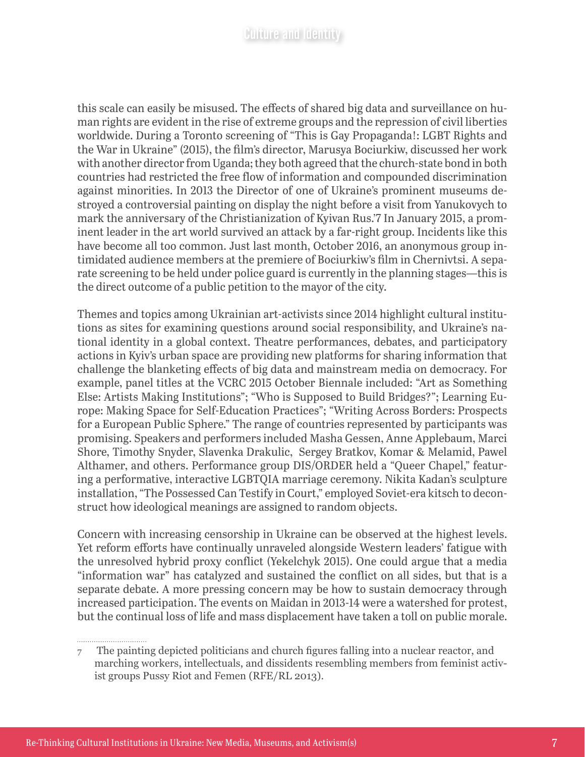this scale can easily be misused. The effects of shared big data and surveillance on human rights are evident in the rise of extreme groups and the repression of civil liberties worldwide. During a Toronto screening of "This is Gay Propaganda!: LGBT Rights and the War in Ukraine" (2015), the film's director, Marusya Bociurkiw, discussed her work with another director from Uganda; they both agreed that the church-state bond in both countries had restricted the free flow of information and compounded discrimination against minorities. In 2013 the Director of one of Ukraine's prominent museums destroyed a controversial painting on display the night before a visit from Yanukovych to mark the anniversary of the Christianization of Kyivan Rus.'[7] In January 2015, a prominent leader in the art world survived an attack by a far-right group. Incidents like this have become all too common. Just last month, October 2016, an anonymous group intimidated audience members at the premiere of Bociurkiw's film in Chernivtsi. A separate screening to be held under police guard is currently in the planning stages—this is the direct outcome of a public petition to the mayor of the city.

Themes and topics among Ukrainian art-activists since 2014 highlight cultural institutions as sites for examining questions around social responsibility, and Ukraine's national identity in a global context. Theatre performances, debates, and participatory actions in Kyiv's urban space are providing new platforms for sharing information that challenge the blanketing effects of big data and mainstream media on democracy. For example, panel titles at the VCRC 2015 October Biennale included: "Art as Something Else: Artists Making Institutions"; "Who is Supposed to Build Bridges?"; Learning Europe: Making Space for Self-Education Practices"; "Writing Across Borders: Prospects for a European Public Sphere." The range of countries represented by participants was promising. Speakers and performers included Masha Gessen, Anne Applebaum, Marci Shore, Timothy Snyder, Slavenka Drakulic, Sergey Bratkov, Komar & Melamid, Pawel Althamer, and others. Performance group DIS/ORDER held a "Queer Chapel," featuring a performative, interactive LGBTQIA marriage ceremony. Nikita Kadan's sculpture installation, "The Possessed Can Testify in Court," employed Soviet-era kitsch to deconstruct how ideological meanings are assigned to random objects.

Concern with increasing censorship in Ukraine can be observed at the highest levels. Yet reform efforts have continually unraveled alongside Western leaders' fatigue with the unresolved hybrid proxy conflict (Yekelchyk 2015). One could argue that a media "information war" has catalyzed and sustained the conflict on all sides, but that is a separate debate. A more pressing concern may be how to sustain democracy through increased participation. The events on Maidan in 2013-14 were a watershed for protest, but the continual loss of life and mass displacement have taken a toll on public morale.

---

7 The painting depicted politicians and church figures falling into a nuclear reactor, and marching workers, intellectuals, and dissidents resembling members from feminist activist groups Pussy Riot and Femen (RFE/RL 2013).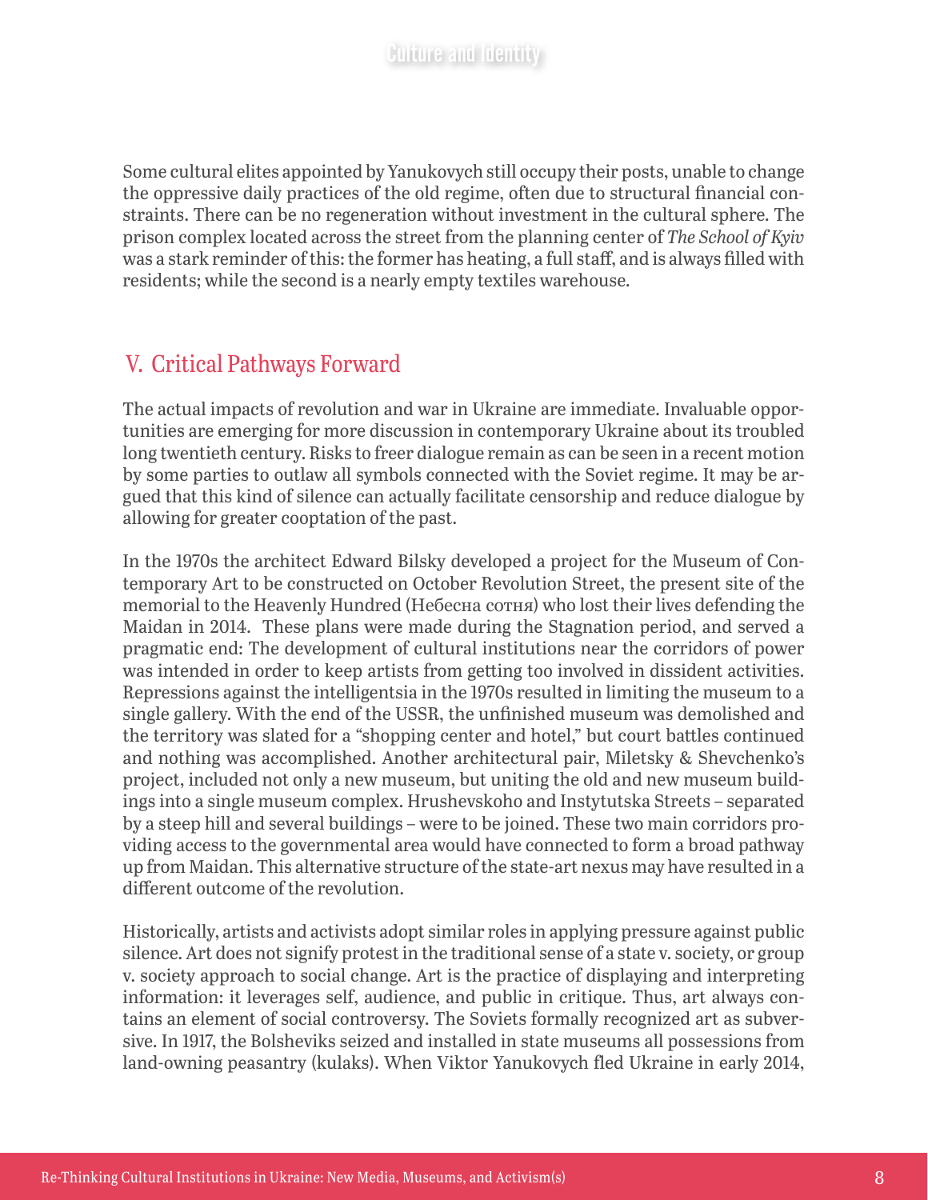Some cultural elites appointed by Yanukovych still occupy their posts, unable to change the oppressive daily practices of the old regime, often due to structural financial constraints. There can be no regeneration without investment in the cultural sphere. The prison complex located across the street from the planning center of *The School of Kyiv* was a stark reminder of this: the former has heating, a full staff, and is always filled with residents; while the second is a nearly empty textiles warehouse.

## V. Critical Pathways Forward

The actual impacts of revolution and war in Ukraine are immediate. Invaluable opportunities are emerging for more discussion in contemporary Ukraine about its troubled long twentieth century. Risks to freer dialogue remain as can be seen in a recent motion by some parties to outlaw all symbols connected with the Soviet regime. It may be argued that this kind of silence can actually facilitate censorship and reduce dialogue by allowing for greater cooptation of the past.

In the 1970s the architect Edward Bilsky developed a project for the Museum of Contemporary Art to be constructed on October Revolution Street, the present site of the memorial to the Heavenly Hundred (Небесна сотня) who lost their lives defending the Maidan in 2014. These plans were made during the Stagnation period, and served a pragmatic end: The development of cultural institutions near the corridors of power was intended in order to keep artists from getting too involved in dissident activities. Repressions against the intelligentsia in the 1970s resulted in limiting the museum to a single gallery. With the end of the USSR, the unfinished museum was demolished and the territory was slated for a "shopping center and hotel," but court battles continued and nothing was accomplished. Another architectural pair, Miletsky & Shevchenko's project, included not only a new museum, but uniting the old and new museum buildings into a single museum complex. Hrushevskoho and Instytutska Streets – separated by a steep hill and several buildings – were to be joined. These two main corridors providing access to the governmental area would have connected to form a broad pathway up from Maidan. This alternative structure of the state-art nexus may have resulted in a different outcome of the revolution.

Historically, artists and activists adopt similar roles in applying pressure against public silence. Art does not signify protest in the traditional sense of a state v. society, or group v. society approach to social change. Art is the practice of displaying and interpreting information: it leverages self, audience, and public in critique. Thus, art always contains an element of social controversy. The Soviets formally recognized art as subversive. In 1917, the Bolsheviks seized and installed in state museums all possessions from land-owning peasantry (kulaks). When Viktor Yanukovych fled Ukraine in early 2014,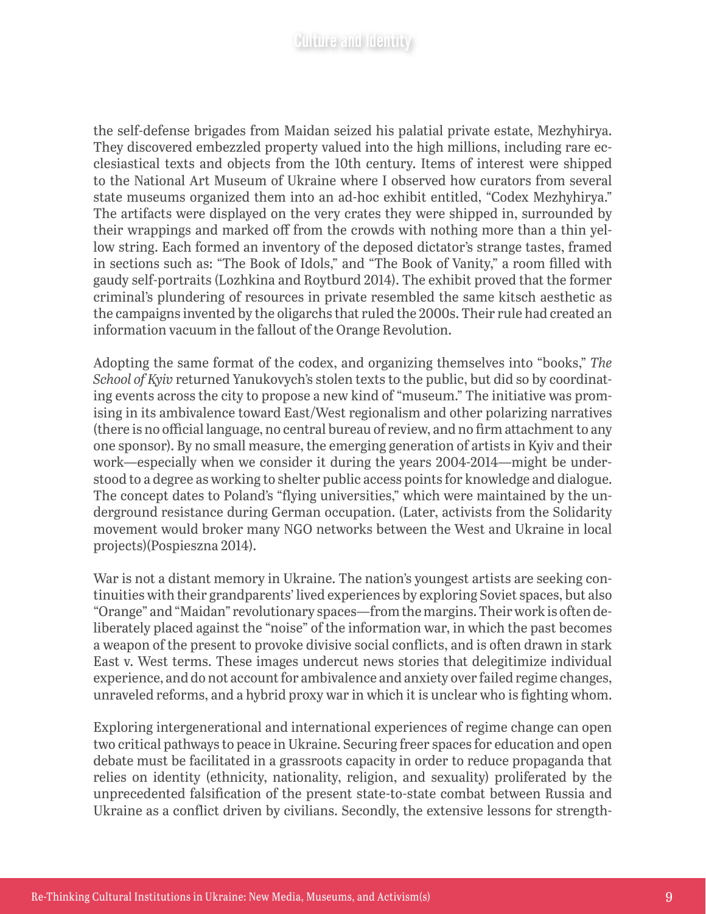the self-defense brigades from Maidan seized his palatial private estate, Mezhyhirya. They discovered embezzled property valued into the high millions, including rare ecclesiastical texts and objects from the 10th century. Items of interest were shipped to the National Art Museum of Ukraine where I observed how curators from several state museums organized them into an ad-hoc exhibit entitled, "Codex Mezhyhirya." The artifacts were displayed on the very crates they were shipped in, surrounded by their wrappings and marked off from the crowds with nothing more than a thin yellow string. Each formed an inventory of the deposed dictator's strange tastes, framed in sections such as: "The Book of Idols," and "The Book of Vanity," a room filled with gaudy self-portraits (Lozhkina and Roytburd 2014). The exhibit proved that the former criminal's plundering of resources in private resembled the same kitsch aesthetic as the campaigns invented by the oligarchs that ruled the 2000s. Their rule had created an information vacuum in the fallout of the Orange Revolution.

Adopting the same format of the codex, and organizing themselves into "books," *The School of Kyiv* returned Yanukovych's stolen texts to the public, but did so by coordinating events across the city to propose a new kind of "museum." The initiative was promising in its ambivalence toward East/West regionalism and other polarizing narratives (there is no official language, no central bureau of review, and no firm attachment to any one sponsor). By no small measure, the emerging generation of artists in Kyiv and their work—especially when we consider it during the years 2004-2014—might be understood to a degree as working to shelter public access points for knowledge and dialogue. The concept dates to Poland's "flying universities," which were maintained by the underground resistance during German occupation. (Later, activists from the Solidarity movement would broker many NGO networks between the West and Ukraine in local projects)(Pospieszna 2014).

War is not a distant memory in Ukraine. The nation's youngest artists are seeking continuities with their grandparents' lived experiences by exploring Soviet spaces, but also "Orange" and "Maidan" revolutionary spaces—from the margins. Their work is often deliberately placed against the "noise" of the information war, in which the past becomes a weapon of the present to provoke divisive social conflicts, and is often drawn in stark East v. West terms. These images undercut news stories that delegitimize individual experience, and do not account for ambivalence and anxiety over failed regime changes, unraveled reforms, and a hybrid proxy war in which it is unclear who is fighting whom.

Exploring intergenerational and international experiences of regime change can open two critical pathways to peace in Ukraine. Securing freer spaces for education and open debate must be facilitated in a grassroots capacity in order to reduce propaganda that relies on identity (ethnicity, nationality, religion, and sexuality) proliferated by the unprecedented falsification of the present state-to-state combat between Russia and Ukraine as a conflict driven by civilians. Secondly, the extensive lessons for strength-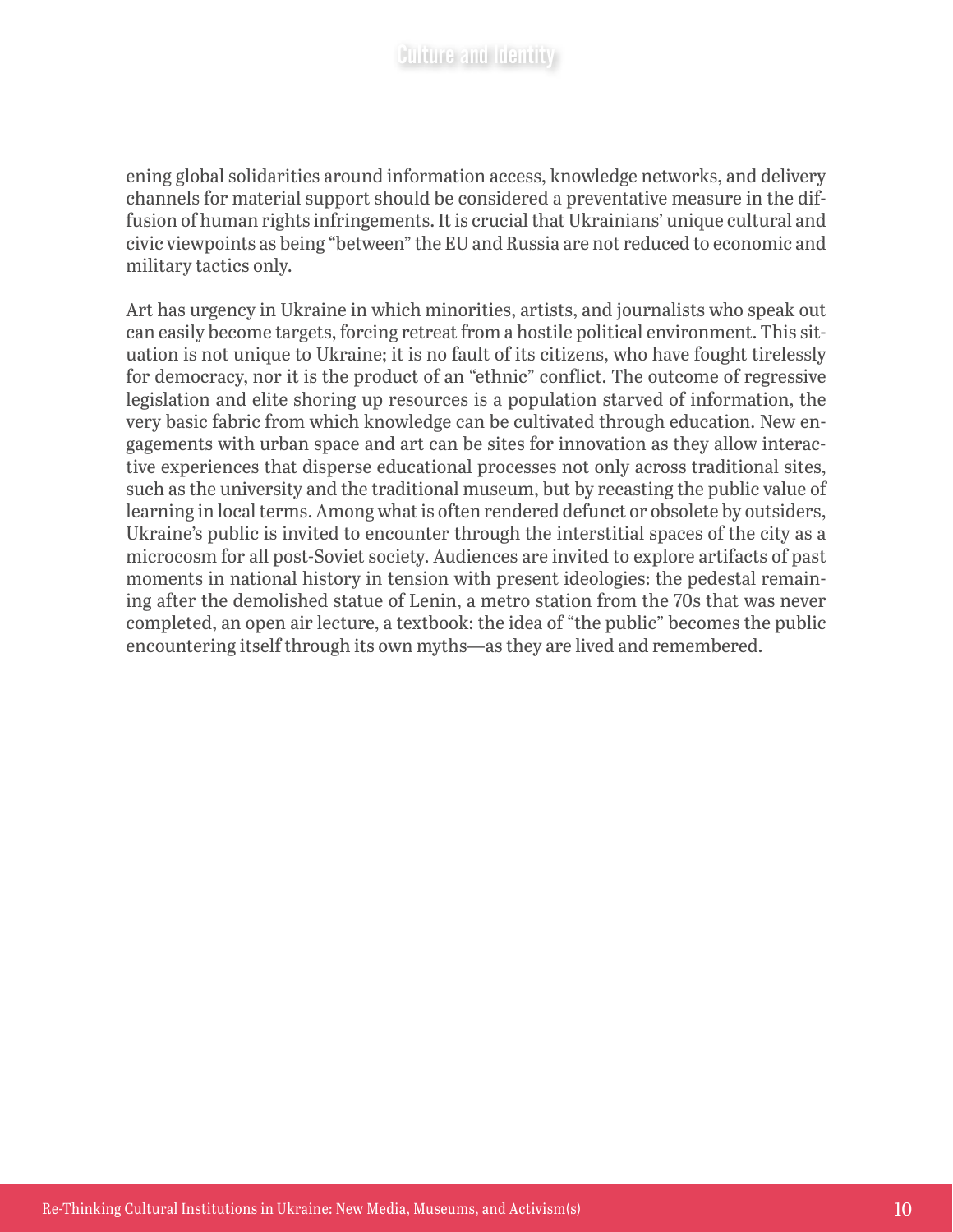ening global solidarities around information access, knowledge networks, and delivery channels for material support should be considered a preventative measure in the diffusion of human rights infringements. It is crucial that Ukrainians' unique cultural and civic viewpoints as being "between" the EU and Russia are not reduced to economic and military tactics only.

Art has urgency in Ukraine in which minorities, artists, and journalists who speak out can easily become targets, forcing retreat from a hostile political environment. This situation is not unique to Ukraine; it is no fault of its citizens, who have fought tirelessly for democracy, nor it is the product of an "ethnic" conflict. The outcome of regressive legislation and elite shoring up resources is a population starved of information, the very basic fabric from which knowledge can be cultivated through education. New engagements with urban space and art can be sites for innovation as they allow interactive experiences that disperse educational processes not only across traditional sites, such as the university and the traditional museum, but by recasting the public value of learning in local terms. Among what is often rendered defunct or obsolete by outsiders, Ukraine's public is invited to encounter through the interstitial spaces of the city as a microcosm for all post-Soviet society. Audiences are invited to explore artifacts of past moments in national history in tension with present ideologies: the pedestal remaining after the demolished statue of Lenin, a metro station from the 70s that was never completed, an open air lecture, a textbook: the idea of "the public" becomes the public encountering itself through its own myths—as they are lived and remembered.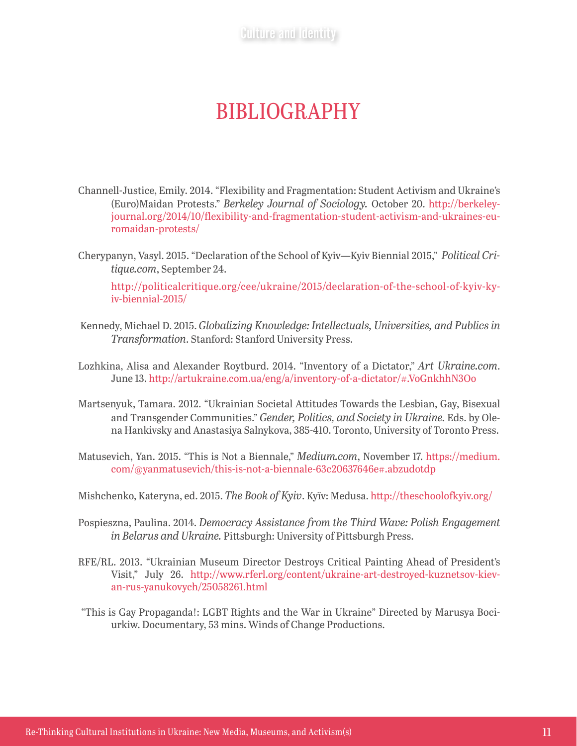# BIBLIOGRAPHY

Channell-Justice, Emily. 2014. "Flexibility and Fragmentation: Student Activism and Ukraine's (Euro)Maidan Protests." *Berkeley Journal of Sociology.* October 20. http://berkeleyjournal.org/2014/10/flexibility-and-fragmentation-student-activism-and-ukraines-euromaidan-protests/

Cherypanyn, Vasyl. 2015. "Declaration of the School of Kyiv—Kyiv Biennial 2015," *Political Critique.com*, September 24.

http://politicalcritique.org/cee/ukraine/2015/declaration-of-the-school-of-kyiv-kyiv-biennial-2015/

Kennedy, Michael D. 2015. *Globalizing Knowledge: Intellectuals, Universities, and Publics in Transformation*. Stanford: Stanford University Press.

Lozhkina, Alisa and Alexander Roytburd. 2014. "Inventory of a Dictator," *Art Ukraine.com*. June 13. http://artukraine.com.ua/eng/a/inventory-of-a-dictator/#.VoGnkhhN3Oo

Martsenyuk, Tamara. 2012. "Ukrainian Societal Attitudes Towards the Lesbian, Gay, Bisexual and Transgender Communities." *Gender, Politics, and Society in Ukraine.* Eds. by Olena Hankivsky and Anastasiya Salnykova, 385-410. Toronto, University of Toronto Press.

Matusevich, Yan. 2015. "This is Not a Biennale," *Medium.com*, November 17. https://medium.com/@yanmatusevich/this-is-not-a-biennale-63c20637646e#.abzudotdp

Mishchenko, Kateryna, ed. 2015. *The Book of Kyiv*. Kyïv: Medusa. http://theschoolofkyiv.org/

Pospieszna, Paulina. 2014. *Democracy Assistance from the Third Wave: Polish Engagement in Belarus and Ukraine.* Pittsburgh: University of Pittsburgh Press.

RFE/RL. 2013. "Ukrainian Museum Director Destroys Critical Painting Ahead of President's Visit," July 26. http://www.rferl.org/content/ukraine-art-destroyed-kuznetsov-kievan-rus-yanukovych/25058261.html

"This is Gay Propaganda!: LGBT Rights and the War in Ukraine" Directed by Marusya Bociurkiw. Documentary, 53 mins. Winds of Change Productions.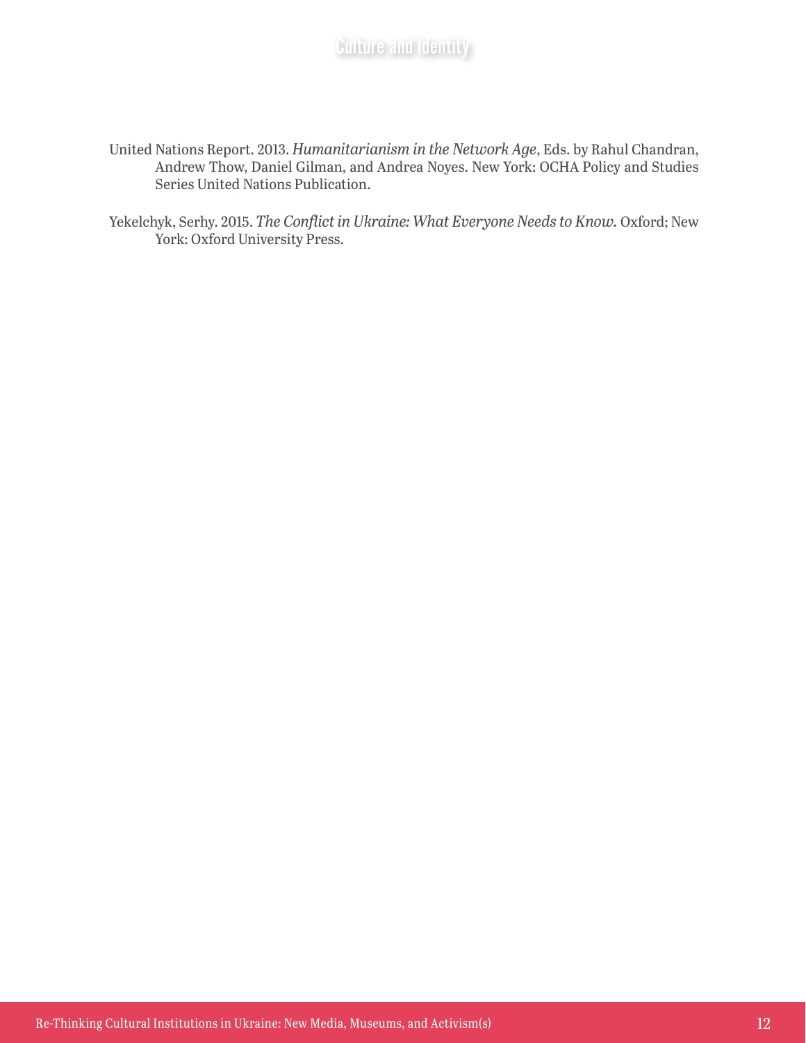United Nations Report. 2013. *Humanitarianism in the Network Age*, Eds. by Rahul Chandran, Andrew Thow, Daniel Gilman, and Andrea Noyes. New York: OCHA Policy and Studies Series United Nations Publication.

Yekelchyk, Serhy. 2015. *The Conflict in Ukraine: What Everyone Needs to Know.* Oxford; New York: Oxford University Press.